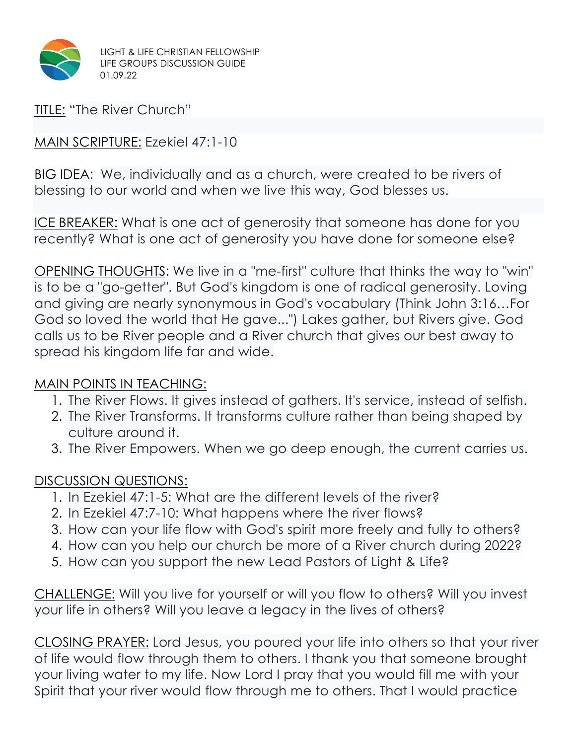LIGHT & LIFE CHRISTIAN FELLOWSHIP
LIFE GROUPS DISCUSSION GUIDE
01.09.22

<u>TITLE:</u> "The River Church"

<u>MAIN SCRIPTURE:</u> Ezekiel 47:1-10

<u>BIG IDEA:</u> We, individually and as a church, were created to be rivers of blessing to our world and when we live this way, God blesses us.

<u>ICE BREAKER:</u> What is one act of generosity that someone has done for you recently? What is one act of generosity you have done for someone else?

<u>OPENING THOUGHTS</u>: We live in a "me-first" culture that thinks the way to "win" is to be a "go-getter". But God's kingdom is one of radical generosity. Loving and giving are nearly synonymous in God's vocabulary (Think John 3:16…For God so loved the world that He gave...") Lakes gather, but Rivers give. God calls us to be River people and a River church that gives our best away to spread his kingdom life far and wide.

<u>MAIN POINTS IN TEACHING:</u>

1. The River Flows. It gives instead of gathers. It's service, instead of selfish.
2. The River Transforms. It transforms culture rather than being shaped by culture around it.
3. The River Empowers. When we go deep enough, the current carries us.

<u>DISCUSSION QUESTIONS:</u>

1. In Ezekiel 47:1-5: What are the different levels of the river?
2. In Ezekiel 47:7-10: What happens where the river flows?
3. How can your life flow with God's spirit more freely and fully to others?
4. How can you help our church be more of a River church during 2022?
5. How can you support the new Lead Pastors of Light & Life?

<u>CHALLENGE:</u> Will you live for yourself or will you flow to others? Will you invest your life in others? Will you leave a legacy in the lives of others?

<u>CLOSING PRAYER:</u> Lord Jesus, you poured your life into others so that your river of life would flow through them to others. I thank you that someone brought your living water to my life. Now Lord I pray that you would fill me with your Spirit that your river would flow through me to others. That I would practice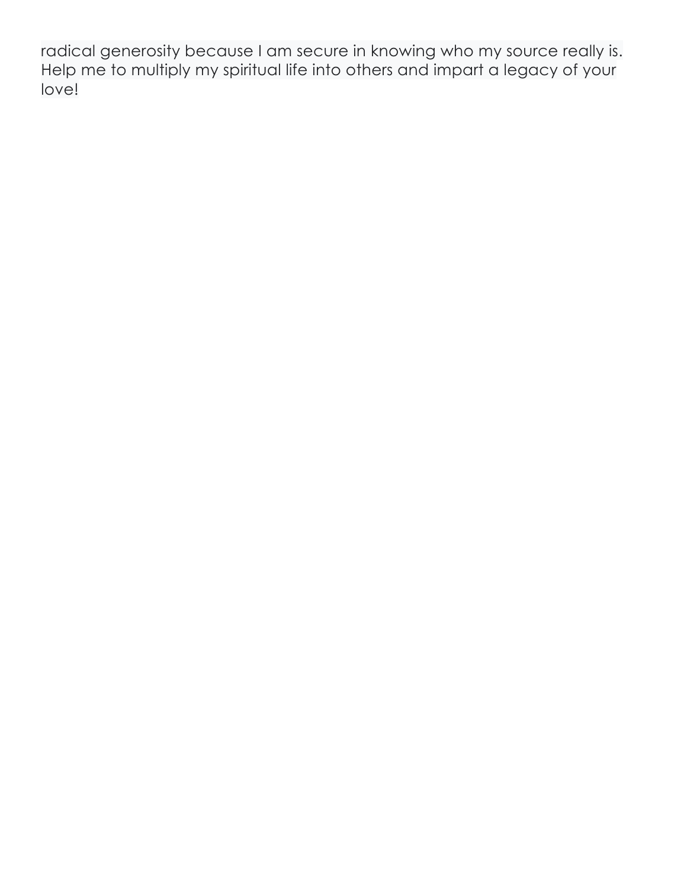radical generosity because I am secure in knowing who my source really is. Help me to multiply my spiritual life into others and impart a legacy of your love!